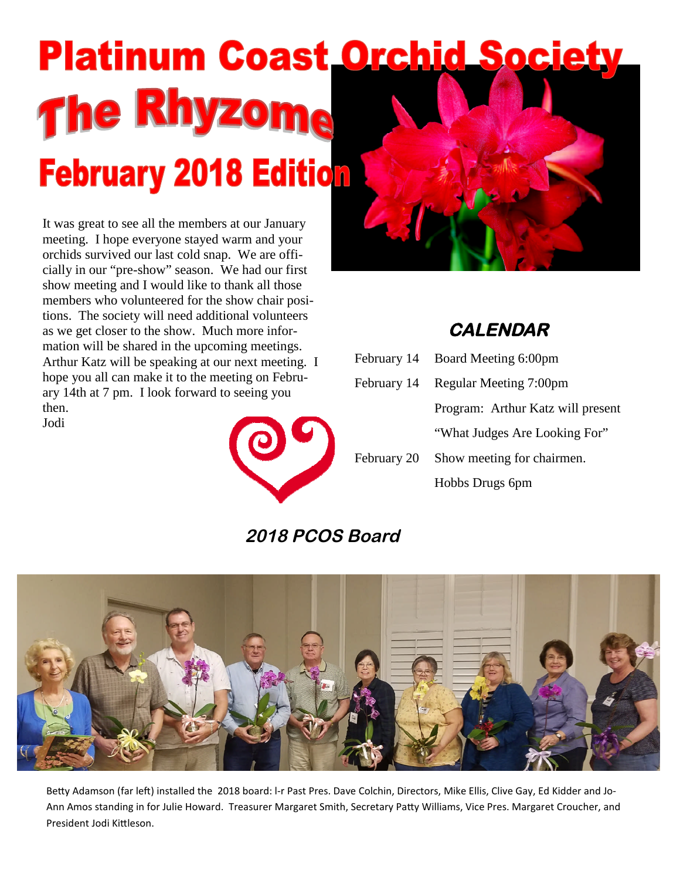# Platinum Coast Orchid Society

# The Rhyzome

## February 2018 Edition

It was great to see all the members at our January meeting. I hope everyone stayed warm and your orchids survived our last cold snap. We are officially in our "pre-show" season. We had our first show meeting and I would like to thank all those members who volunteered for the show chair positions. The society will need additional volunteers as we get closer to the show. Much more information will be shared in the upcoming meetings. Arthur Katz will be speaking at our next meeting. I hope you all can make it to the meeting on February 14th at 7 pm. I look forward to seeing you then.

Jodi

## CALENDAR

| | |
|---|---|
| February 14 | Board Meeting 6:00pm |
| February 14 | Regular Meeting 7:00pm |
| | Program: Arthur Katz will present |
| | "What Judges Are Looking For" |
| February 20 | Show meeting for chairmen. |
| | Hobbs Drugs 6pm |

## 2018 PCOS Board

Betty Adamson (far left) installed the 2018 board: l-r Past Pres. Dave Colchin, Directors, Mike Ellis, Clive Gay, Ed Kidder and Jo-Ann Amos standing in for Julie Howard. Treasurer Margaret Smith, Secretary Patty Williams, Vice Pres. Margaret Croucher, and President Jodi Kittleson.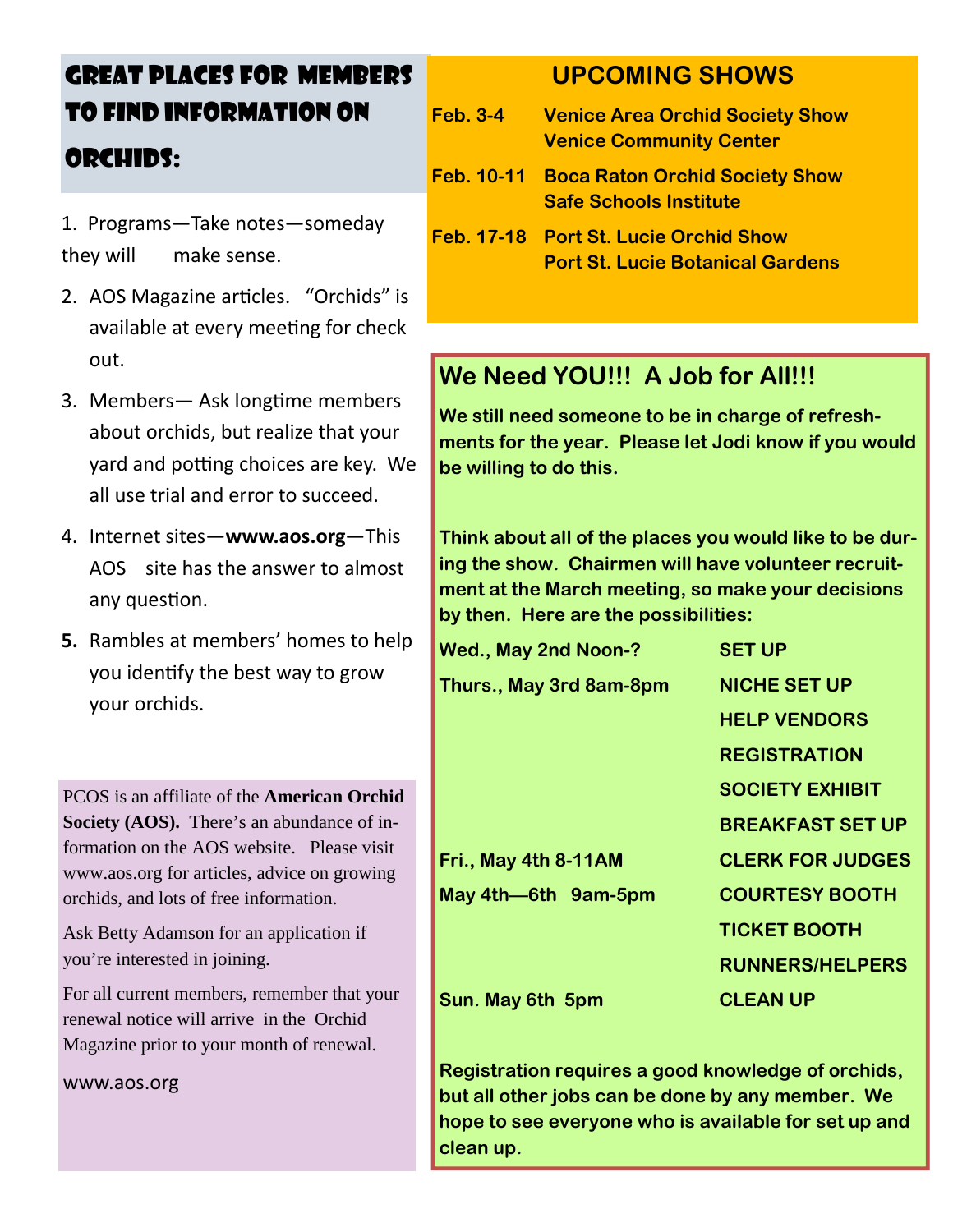## Great Places for Members to Find Information on Orchids:

1. Programs—Take notes—someday they will make sense.
2. AOS Magazine articles. "Orchids" is available at every meeting for check out.
3. Members— Ask longtime members about orchids, but realize that your yard and potting choices are key. We all use trial and error to succeed.
4. Internet sites—**www.aos.org**—This AOS site has the answer to almost any question.
5. Rambles at members' homes to help you identify the best way to grow your orchids.

PCOS is an affiliate of the **American Orchid Society (AOS).** There's an abundance of information on the AOS website. Please visit www.aos.org for articles, advice on growing orchids, and lots of free information.

Ask Betty Adamson for an application if you're interested in joining.

For all current members, remember that your renewal notice will arrive in the Orchid Magazine prior to your month of renewal.

www.aos.org

## UPCOMING SHOWS

| | |
|---|---|
| **Feb. 3-4** | **Venice Area Orchid Society Show**<br>**Venice Community Center** |
| **Feb. 10-11** | **Boca Raton Orchid Society Show**<br>**Safe Schools Institute** |
| **Feb. 17-18** | **Port St. Lucie Orchid Show**<br>**Port St. Lucie Botanical Gardens** |

## We Need YOU!!! A Job for All!!!

**We still need someone to be in charge of refreshments for the year. Please let Jodi know if you would be willing to do this.**

**Think about all of the places you would like to be during the show. Chairmen will have volunteer recruitment at the March meeting, so make your decisions by then. Here are the possibilities:**

| | |
|---|---|
| **Wed., May 2nd Noon-?** | **SET UP** |
| **Thurs., May 3rd 8am-8pm** | **NICHE SET UP** |
| | **HELP VENDORS** |
| | **REGISTRATION** |
| | **SOCIETY EXHIBIT** |
| | **BREAKFAST SET UP** |
| **Fri., May 4th 8-11AM** | **CLERK FOR JUDGES** |
| **May 4th—6th 9am-5pm** | **COURTESY BOOTH** |
| | **TICKET BOOTH** |
| | **RUNNERS/HELPERS** |
| **Sun. May 6th 5pm** | **CLEAN UP** |

**Registration requires a good knowledge of orchids, but all other jobs can be done by any member. We hope to see everyone who is available for set up and clean up.**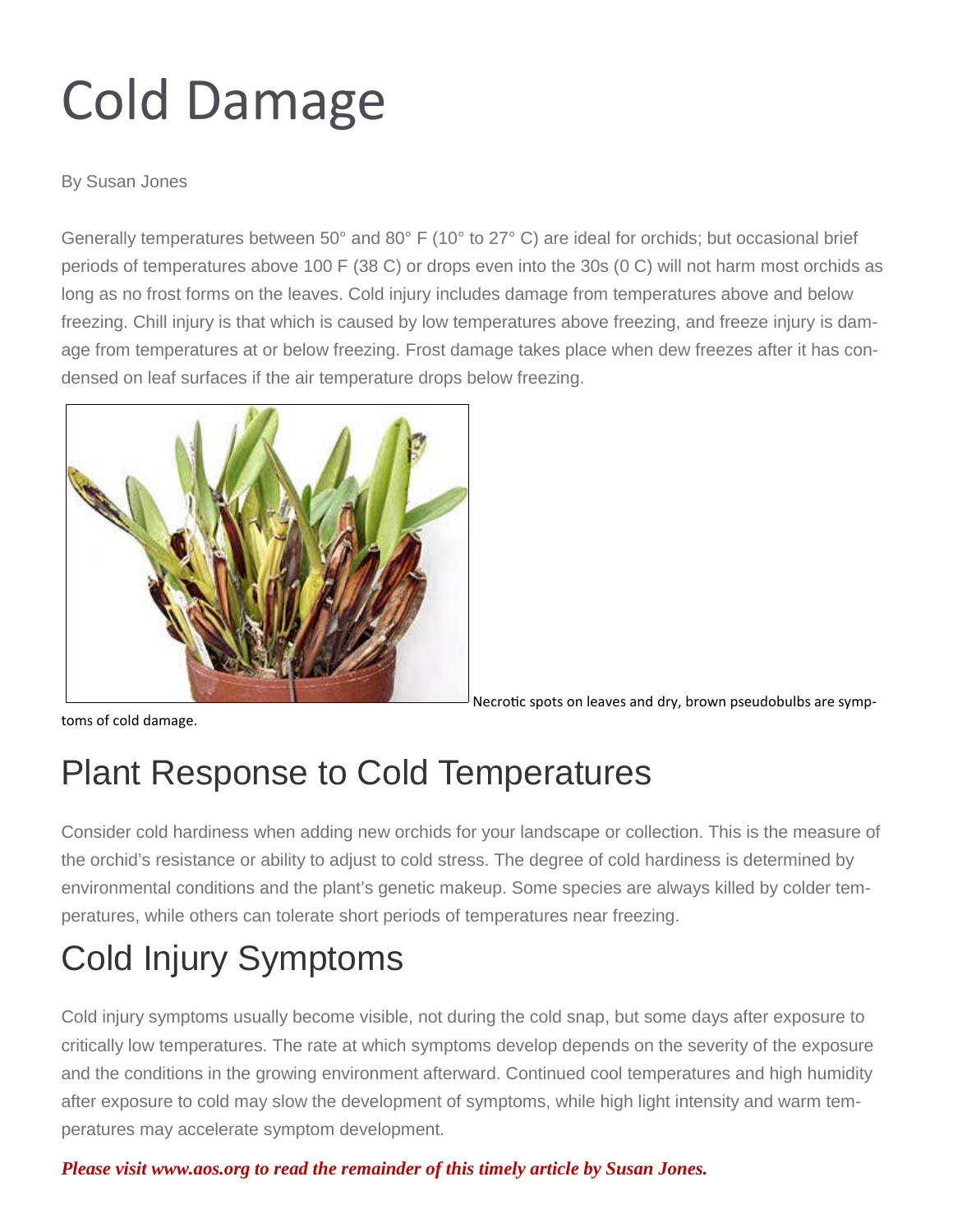# Cold Damage

By Susan Jones

Generally temperatures between 50° and 80° F (10° to 27° C) are ideal for orchids; but occasional brief periods of temperatures above 100 F (38 C) or drops even into the 30s (0 C) will not harm most orchids as long as no frost forms on the leaves. Cold injury includes damage from temperatures above and below freezing. Chill injury is that which is caused by low temperatures above freezing, and freeze injury is damage from temperatures at or below freezing. Frost damage takes place when dew freezes after it has condensed on leaf surfaces if the air temperature drops below freezing.

Necrotic spots on leaves and dry, brown pseudobulbs are symptoms of cold damage.

## Plant Response to Cold Temperatures

Consider cold hardiness when adding new orchids for your landscape or collection. This is the measure of the orchid's resistance or ability to adjust to cold stress. The degree of cold hardiness is determined by environmental conditions and the plant's genetic makeup. Some species are always killed by colder temperatures, while others can tolerate short periods of temperatures near freezing.

## Cold Injury Symptoms

Cold injury symptoms usually become visible, not during the cold snap, but some days after exposure to critically low temperatures. The rate at which symptoms develop depends on the severity of the exposure and the conditions in the growing environment afterward. Continued cool temperatures and high humidity after exposure to cold may slow the development of symptoms, while high light intensity and warm temperatures may accelerate symptom development.

***Please visit www.aos.org to read the remainder of this timely article by Susan Jones.***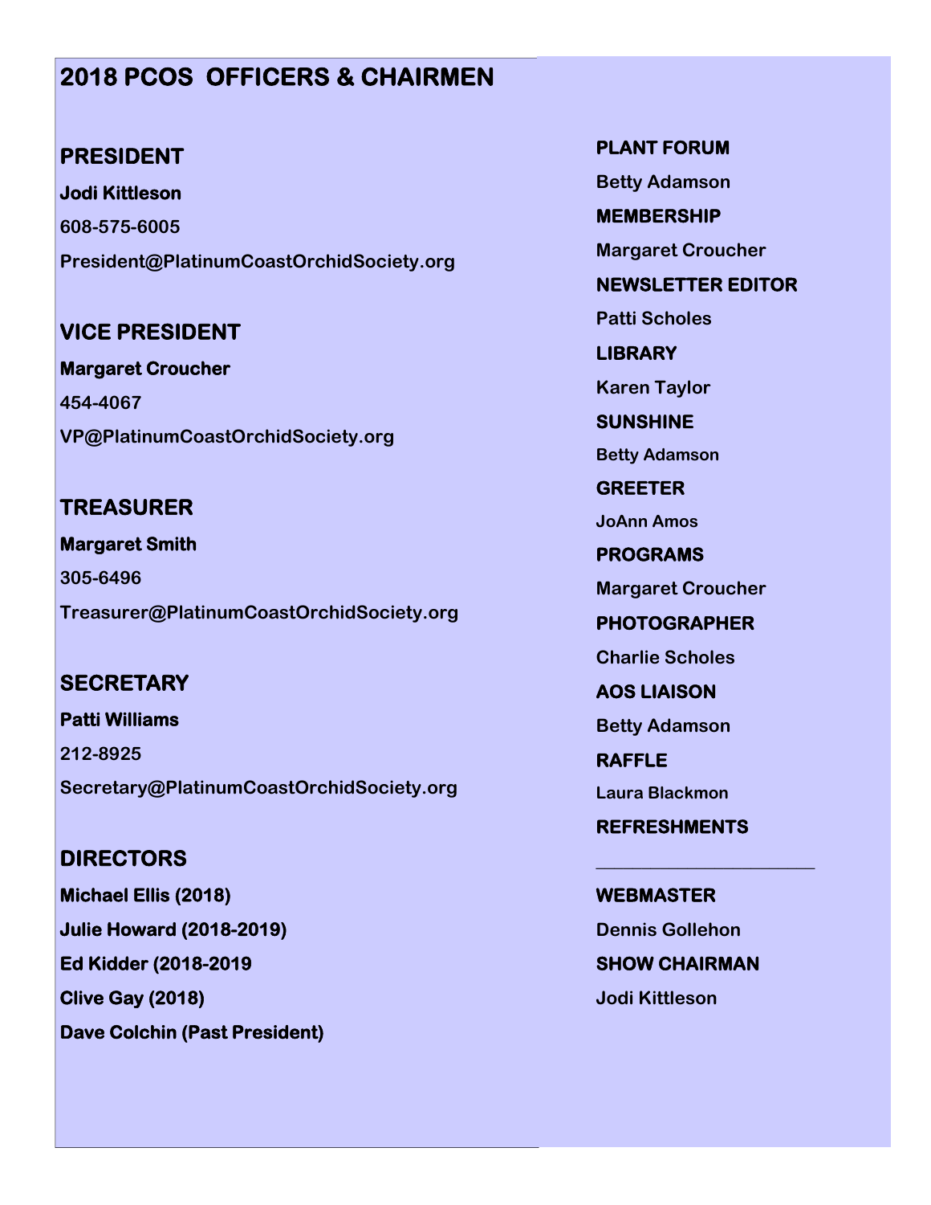# 2018 PCOS OFFICERS & CHAIRMEN

## PRESIDENT

**Jodi Kittleson**

608-575-6005

President@PlatinumCoastOrchidSociety.org

## VICE PRESIDENT

**Margaret Croucher**

454-4067

VP@PlatinumCoastOrchidSociety.org

## TREASURER

**Margaret Smith**

305-6496

Treasurer@PlatinumCoastOrchidSociety.org

## SECRETARY

**Patti Williams**

212-8925

Secretary@PlatinumCoastOrchidSociety.org

## DIRECTORS

**Michael Ellis (2018)**

**Julie Howard (2018-2019)**

**Ed Kidder (2018-2019**

**Clive Gay (2018)**

**Dave Colchin (Past President)**

**PLANT FORUM**

Betty Adamson

**MEMBERSHIP**

Margaret Croucher

**NEWSLETTER EDITOR**

Patti Scholes

**LIBRARY**

Karen Taylor

**SUNSHINE**

Betty Adamson

**GREETER**

JoAnn Amos

**PROGRAMS**

Margaret Croucher

**PHOTOGRAPHER**

Charlie Scholes

**AOS LIAISON**

Betty Adamson

**RAFFLE**

Laura Blackmon

**REFRESHMENTS**

______________________

**WEBMASTER**

Dennis Gollehon

**SHOW CHAIRMAN**

Jodi Kittleson